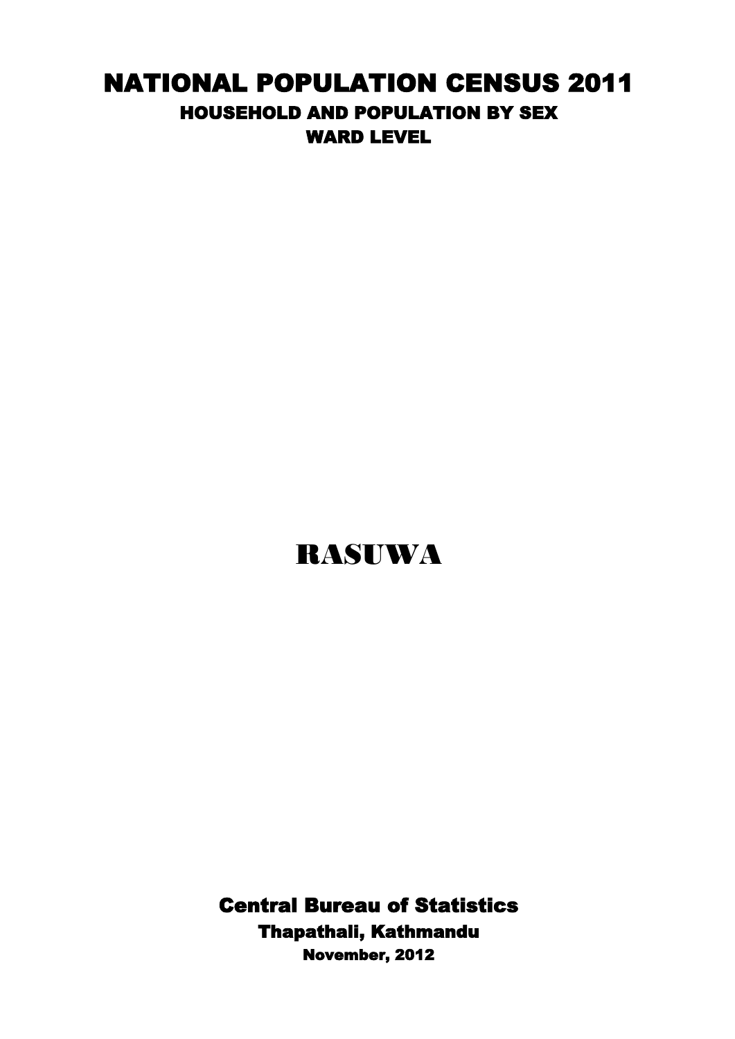# NATIONAL POPULATION CENSUS 2011

## HOUSEHOLD AND POPULATION BY SEX

## WARD LEVEL

# RASUWA

**Central Bureau of Statistics**

**Thapathali, Kathmandu**

**November, 2012**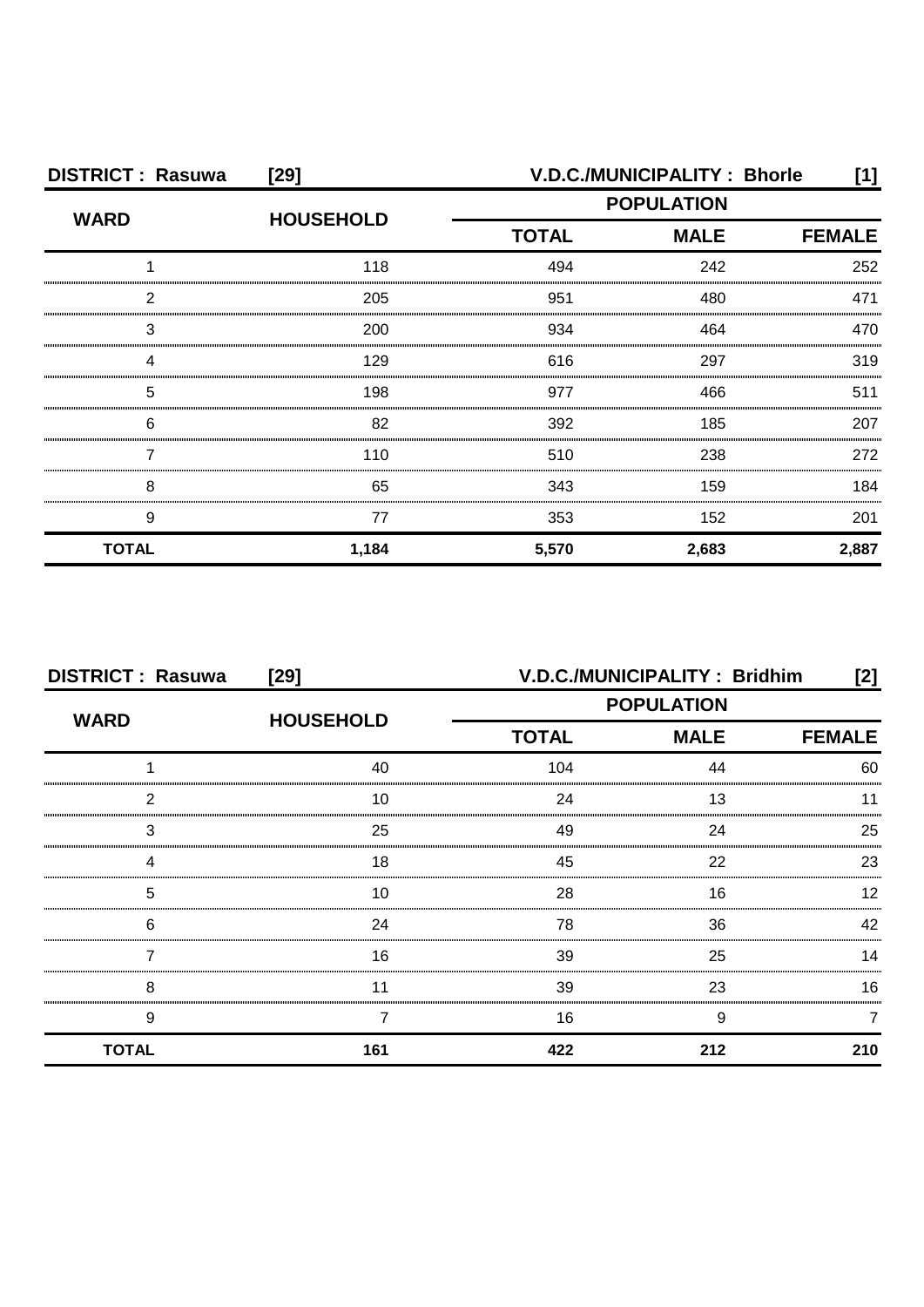**DISTRICT : Rasuwa [29]** **V.D.C./MUNICIPALITY : Bhorle [1]**

| WARD | HOUSEHOLD | POPULATION | | |
|---|---|---|---|---|
| | | TOTAL | MALE | FEMALE |
| 1 | 118 | 494 | 242 | 252 |
| 2 | 205 | 951 | 480 | 471 |
| 3 | 200 | 934 | 464 | 470 |
| 4 | 129 | 616 | 297 | 319 |
| 5 | 198 | 977 | 466 | 511 |
| 6 | 82 | 392 | 185 | 207 |
| 7 | 110 | 510 | 238 | 272 |
| 8 | 65 | 343 | 159 | 184 |
| 9 | 77 | 353 | 152 | 201 |
| **TOTAL** | **1,184** | **5,570** | **2,683** | **2,887** |

**DISTRICT : Rasuwa [29]** **V.D.C./MUNICIPALITY : Bridhim [2]**

| WARD | HOUSEHOLD | POPULATION | | |
|---|---|---|---|---|
| | | TOTAL | MALE | FEMALE |
| 1 | 40 | 104 | 44 | 60 |
| 2 | 10 | 24 | 13 | 11 |
| 3 | 25 | 49 | 24 | 25 |
| 4 | 18 | 45 | 22 | 23 |
| 5 | 10 | 28 | 16 | 12 |
| 6 | 24 | 78 | 36 | 42 |
| 7 | 16 | 39 | 25 | 14 |
| 8 | 11 | 39 | 23 | 16 |
| 9 | 7 | 16 | 9 | 7 |
| **TOTAL** | **161** | **422** | **212** | **210** |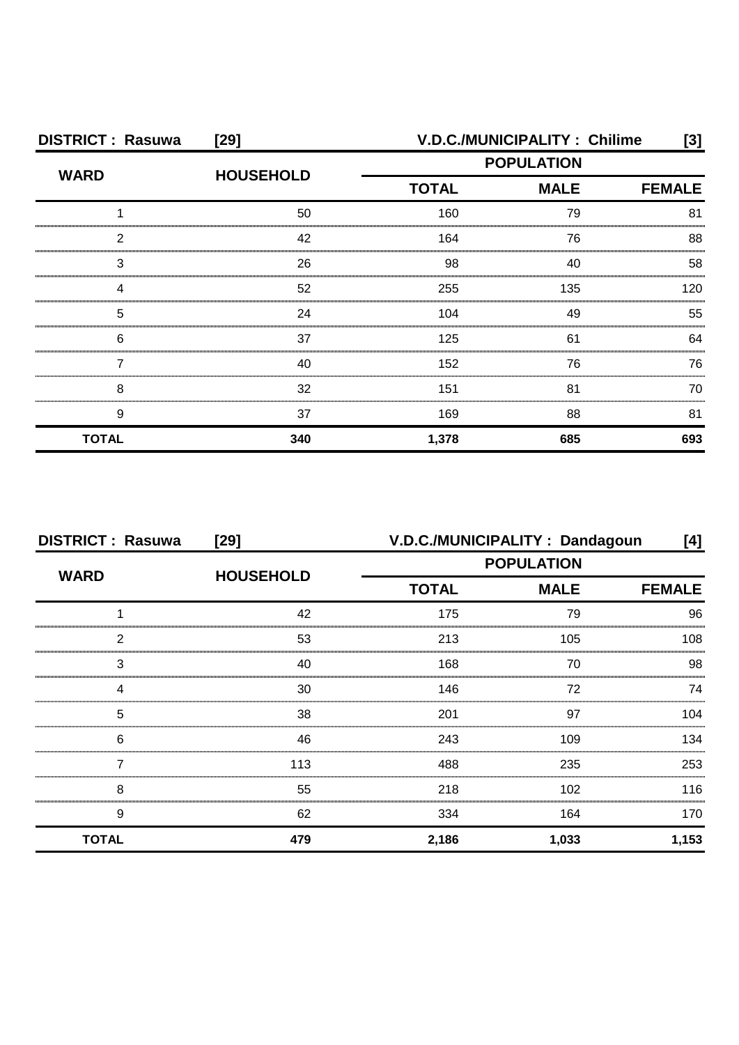**DISTRICT : Rasuwa [29] V.D.C./MUNICIPALITY : Chilime [3]**

| WARD | HOUSEHOLD | POPULATION | | |
|---|---|---|---|---|
| | | TOTAL | MALE | FEMALE |
| 1 | 50 | 160 | 79 | 81 |
| 2 | 42 | 164 | 76 | 88 |
| 3 | 26 | 98 | 40 | 58 |
| 4 | 52 | 255 | 135 | 120 |
| 5 | 24 | 104 | 49 | 55 |
| 6 | 37 | 125 | 61 | 64 |
| 7 | 40 | 152 | 76 | 76 |
| 8 | 32 | 151 | 81 | 70 |
| 9 | 37 | 169 | 88 | 81 |
| **TOTAL** | **340** | **1,378** | **685** | **693** |

**DISTRICT : Rasuwa [29] V.D.C./MUNICIPALITY : Dandagoun [4]**

| WARD | HOUSEHOLD | POPULATION | | |
|---|---|---|---|---|
| | | TOTAL | MALE | FEMALE |
| 1 | 42 | 175 | 79 | 96 |
| 2 | 53 | 213 | 105 | 108 |
| 3 | 40 | 168 | 70 | 98 |
| 4 | 30 | 146 | 72 | 74 |
| 5 | 38 | 201 | 97 | 104 |
| 6 | 46 | 243 | 109 | 134 |
| 7 | 113 | 488 | 235 | 253 |
| 8 | 55 | 218 | 102 | 116 |
| 9 | 62 | 334 | 164 | 170 |
| **TOTAL** | **479** | **2,186** | **1,033** | **1,153** |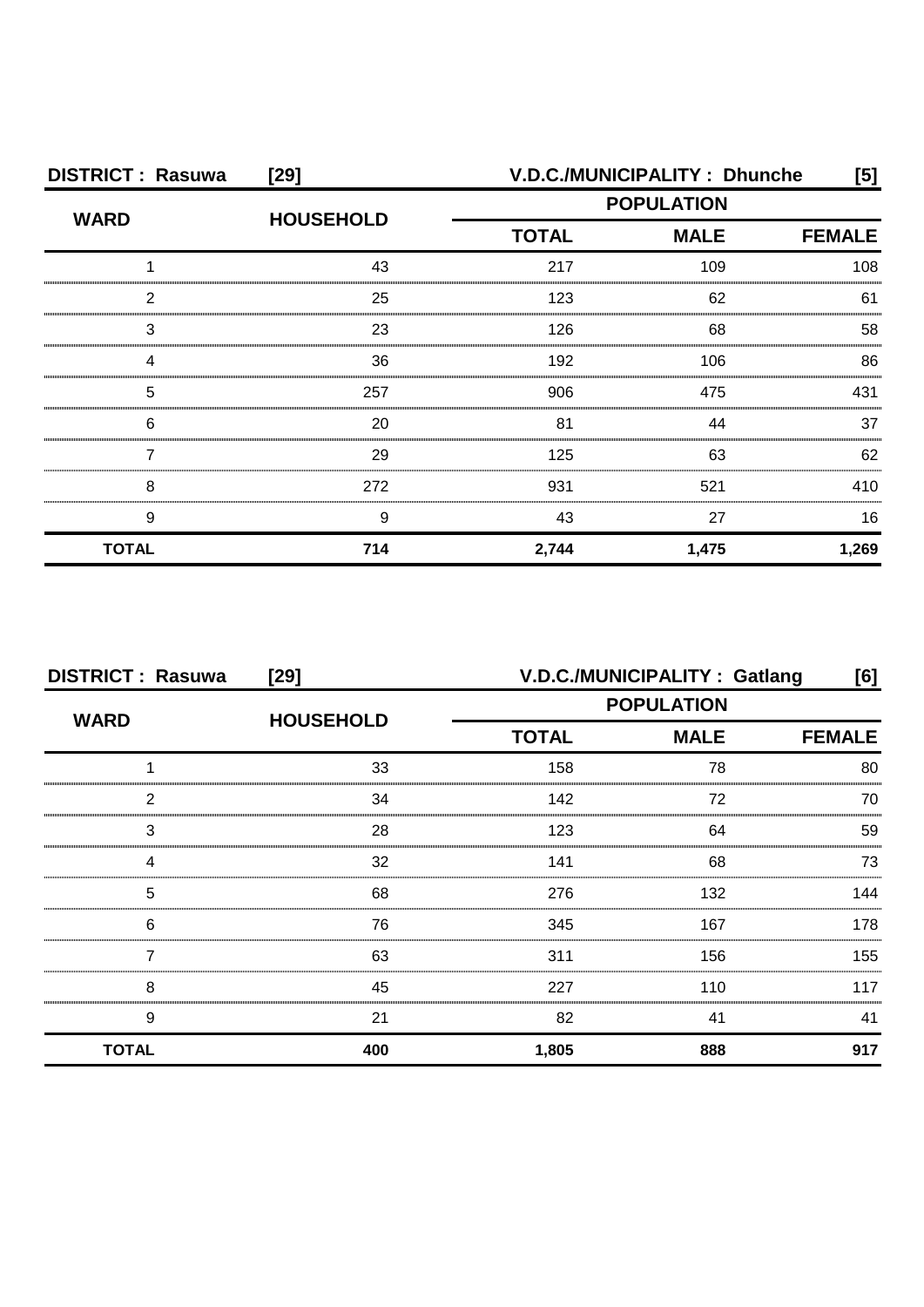**DISTRICT : Rasuwa [29] V.D.C./MUNICIPALITY : Dhunche [5]**

| WARD | HOUSEHOLD | POPULATION | | |
|---|---|---|---|---|
| | | TOTAL | MALE | FEMALE |
| 1 | 43 | 217 | 109 | 108 |
| 2 | 25 | 123 | 62 | 61 |
| 3 | 23 | 126 | 68 | 58 |
| 4 | 36 | 192 | 106 | 86 |
| 5 | 257 | 906 | 475 | 431 |
| 6 | 20 | 81 | 44 | 37 |
| 7 | 29 | 125 | 63 | 62 |
| 8 | 272 | 931 | 521 | 410 |
| 9 | 9 | 43 | 27 | 16 |
| **TOTAL** | **714** | **2,744** | **1,475** | **1,269** |

**DISTRICT : Rasuwa [29] V.D.C./MUNICIPALITY : Gatlang [6]**

| WARD | HOUSEHOLD | POPULATION | | |
|---|---|---|---|---|
| | | TOTAL | MALE | FEMALE |
| 1 | 33 | 158 | 78 | 80 |
| 2 | 34 | 142 | 72 | 70 |
| 3 | 28 | 123 | 64 | 59 |
| 4 | 32 | 141 | 68 | 73 |
| 5 | 68 | 276 | 132 | 144 |
| 6 | 76 | 345 | 167 | 178 |
| 7 | 63 | 311 | 156 | 155 |
| 8 | 45 | 227 | 110 | 117 |
| 9 | 21 | 82 | 41 | 41 |
| **TOTAL** | **400** | **1,805** | **888** | **917** |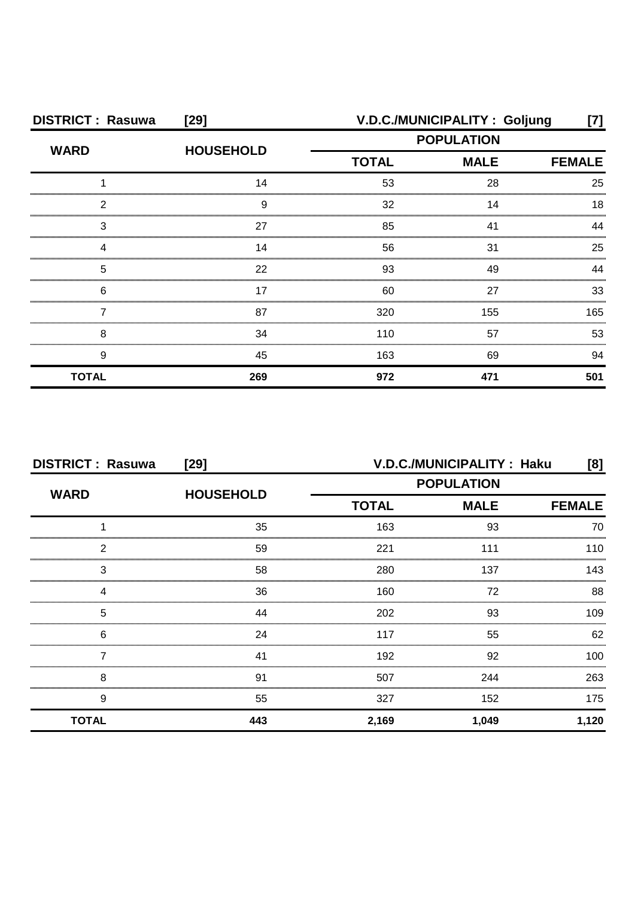**DISTRICT : Rasuwa [29] V.D.C./MUNICIPALITY : Goljung [7]**

| WARD | HOUSEHOLD | POPULATION | | |
|---|---|---|---|---|
| | | TOTAL | MALE | FEMALE |
| 1 | 14 | 53 | 28 | 25 |
| 2 | 9 | 32 | 14 | 18 |
| 3 | 27 | 85 | 41 | 44 |
| 4 | 14 | 56 | 31 | 25 |
| 5 | 22 | 93 | 49 | 44 |
| 6 | 17 | 60 | 27 | 33 |
| 7 | 87 | 320 | 155 | 165 |
| 8 | 34 | 110 | 57 | 53 |
| 9 | 45 | 163 | 69 | 94 |
| **TOTAL** | **269** | **972** | **471** | **501** |

**DISTRICT : Rasuwa [29] V.D.C./MUNICIPALITY : Haku [8]**

| WARD | HOUSEHOLD | POPULATION | | |
|---|---|---|---|---|
| | | TOTAL | MALE | FEMALE |
| 1 | 35 | 163 | 93 | 70 |
| 2 | 59 | 221 | 111 | 110 |
| 3 | 58 | 280 | 137 | 143 |
| 4 | 36 | 160 | 72 | 88 |
| 5 | 44 | 202 | 93 | 109 |
| 6 | 24 | 117 | 55 | 62 |
| 7 | 41 | 192 | 92 | 100 |
| 8 | 91 | 507 | 244 | 263 |
| 9 | 55 | 327 | 152 | 175 |
| **TOTAL** | **443** | **2,169** | **1,049** | **1,120** |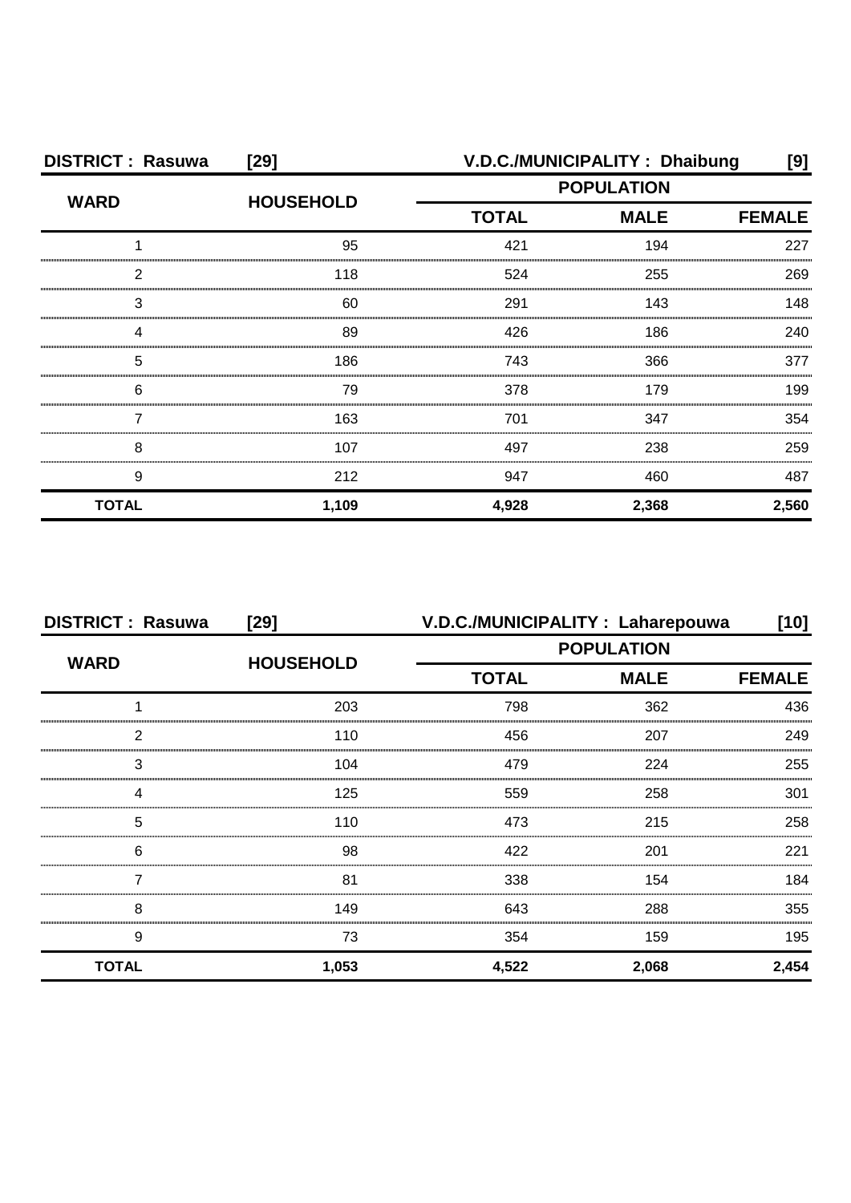**DISTRICT : Rasuwa [29]** **V.D.C./MUNICIPALITY : Dhaibung [9]**

| WARD | HOUSEHOLD | POPULATION | | |
|---|---|---|---|---|
| | | TOTAL | MALE | FEMALE |
| 1 | 95 | 421 | 194 | 227 |
| 2 | 118 | 524 | 255 | 269 |
| 3 | 60 | 291 | 143 | 148 |
| 4 | 89 | 426 | 186 | 240 |
| 5 | 186 | 743 | 366 | 377 |
| 6 | 79 | 378 | 179 | 199 |
| 7 | 163 | 701 | 347 | 354 |
| 8 | 107 | 497 | 238 | 259 |
| 9 | 212 | 947 | 460 | 487 |
| **TOTAL** | **1,109** | **4,928** | **2,368** | **2,560** |

**DISTRICT : Rasuwa [29]** **V.D.C./MUNICIPALITY : Laharepouwa [10]**

| WARD | HOUSEHOLD | POPULATION | | |
|---|---|---|---|---|
| | | TOTAL | MALE | FEMALE |
| 1 | 203 | 798 | 362 | 436 |
| 2 | 110 | 456 | 207 | 249 |
| 3 | 104 | 479 | 224 | 255 |
| 4 | 125 | 559 | 258 | 301 |
| 5 | 110 | 473 | 215 | 258 |
| 6 | 98 | 422 | 201 | 221 |
| 7 | 81 | 338 | 154 | 184 |
| 8 | 149 | 643 | 288 | 355 |
| 9 | 73 | 354 | 159 | 195 |
| **TOTAL** | **1,053** | **4,522** | **2,068** | **2,454** |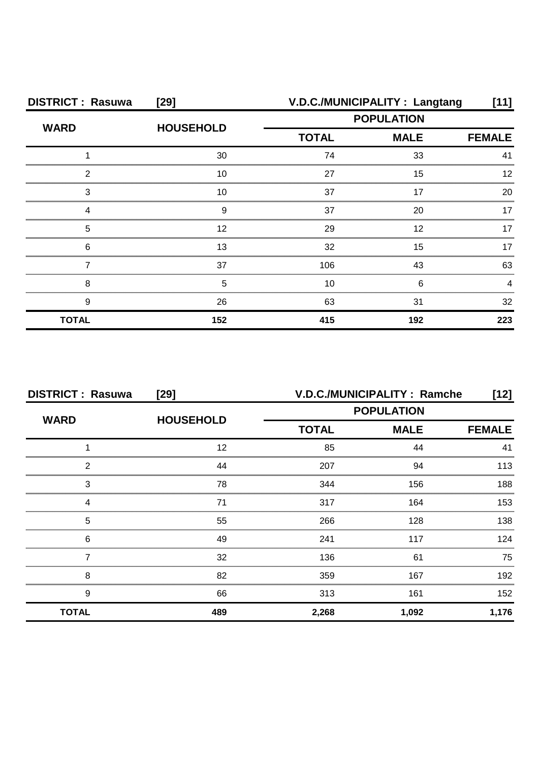| DISTRICT : Rasuwa | [29] | V.D.C./MUNICIPALITY : Langtang | | [11] |
|---|---|---|---|---|
| WARD | HOUSEHOLD | POPULATION | | |
| | | TOTAL | MALE | FEMALE |
| 1 | 30 | 74 | 33 | 41 |
| 2 | 10 | 27 | 15 | 12 |
| 3 | 10 | 37 | 17 | 20 |
| 4 | 9 | 37 | 20 | 17 |
| 5 | 12 | 29 | 12 | 17 |
| 6 | 13 | 32 | 15 | 17 |
| 7 | 37 | 106 | 43 | 63 |
| 8 | 5 | 10 | 6 | 4 |
| 9 | 26 | 63 | 31 | 32 |
| **TOTAL** | **152** | **415** | **192** | **223** |

| DISTRICT : Rasuwa | [29] | V.D.C./MUNICIPALITY : Ramche | | [12] |
|---|---|---|---|---|
| WARD | HOUSEHOLD | POPULATION | | |
| | | TOTAL | MALE | FEMALE |
| 1 | 12 | 85 | 44 | 41 |
| 2 | 44 | 207 | 94 | 113 |
| 3 | 78 | 344 | 156 | 188 |
| 4 | 71 | 317 | 164 | 153 |
| 5 | 55 | 266 | 128 | 138 |
| 6 | 49 | 241 | 117 | 124 |
| 7 | 32 | 136 | 61 | 75 |
| 8 | 82 | 359 | 167 | 192 |
| 9 | 66 | 313 | 161 | 152 |
| **TOTAL** | **489** | **2,268** | **1,092** | **1,176** |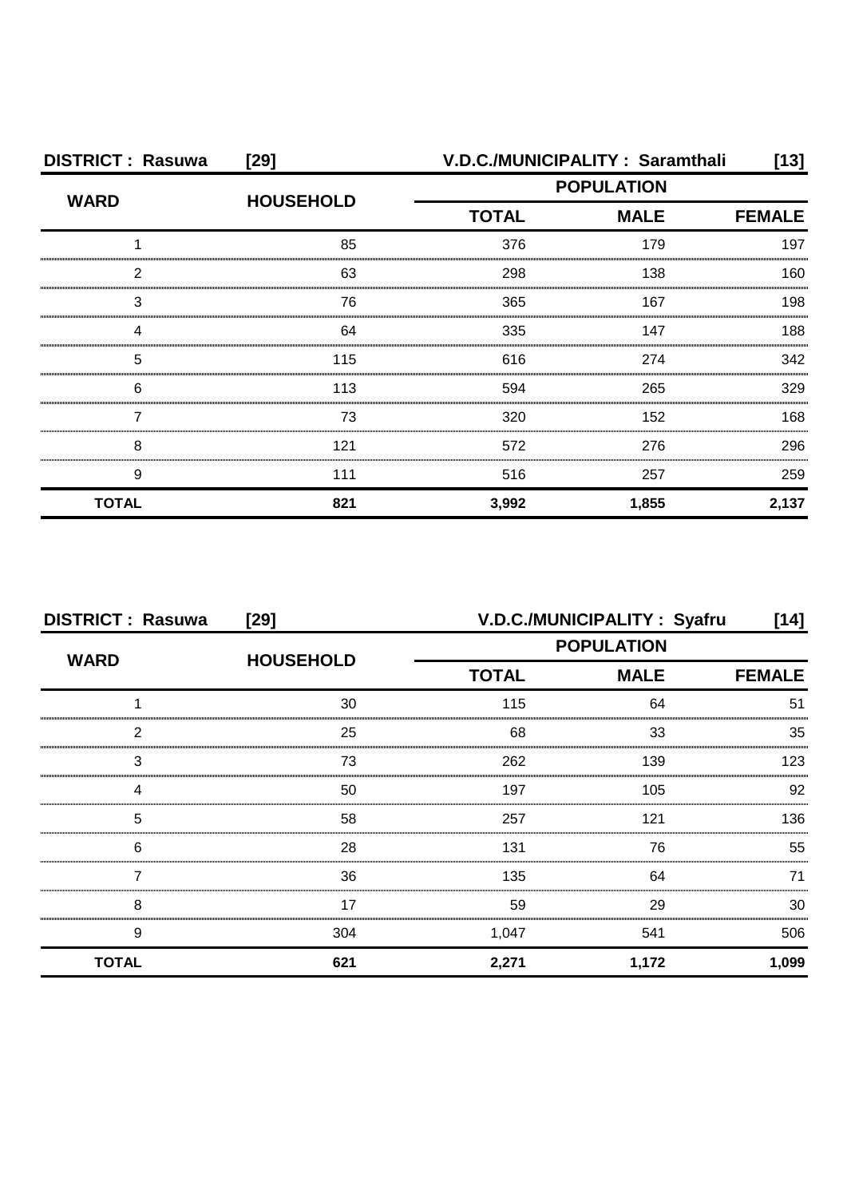**DISTRICT : Rasuwa [29] V.D.C./MUNICIPALITY : Saramthali [13]**

| WARD | HOUSEHOLD | POPULATION | | |
|---|---|---|---|---|
| | | TOTAL | MALE | FEMALE |
| 1 | 85 | 376 | 179 | 197 |
| 2 | 63 | 298 | 138 | 160 |
| 3 | 76 | 365 | 167 | 198 |
| 4 | 64 | 335 | 147 | 188 |
| 5 | 115 | 616 | 274 | 342 |
| 6 | 113 | 594 | 265 | 329 |
| 7 | 73 | 320 | 152 | 168 |
| 8 | 121 | 572 | 276 | 296 |
| 9 | 111 | 516 | 257 | 259 |
| **TOTAL** | **821** | **3,992** | **1,855** | **2,137** |

**DISTRICT : Rasuwa [29] V.D.C./MUNICIPALITY : Syafru [14]**

| WARD | HOUSEHOLD | POPULATION | | |
|---|---|---|---|---|
| | | TOTAL | MALE | FEMALE |
| 1 | 30 | 115 | 64 | 51 |
| 2 | 25 | 68 | 33 | 35 |
| 3 | 73 | 262 | 139 | 123 |
| 4 | 50 | 197 | 105 | 92 |
| 5 | 58 | 257 | 121 | 136 |
| 6 | 28 | 131 | 76 | 55 |
| 7 | 36 | 135 | 64 | 71 |
| 8 | 17 | 59 | 29 | 30 |
| 9 | 304 | 1,047 | 541 | 506 |
| **TOTAL** | **621** | **2,271** | **1,172** | **1,099** |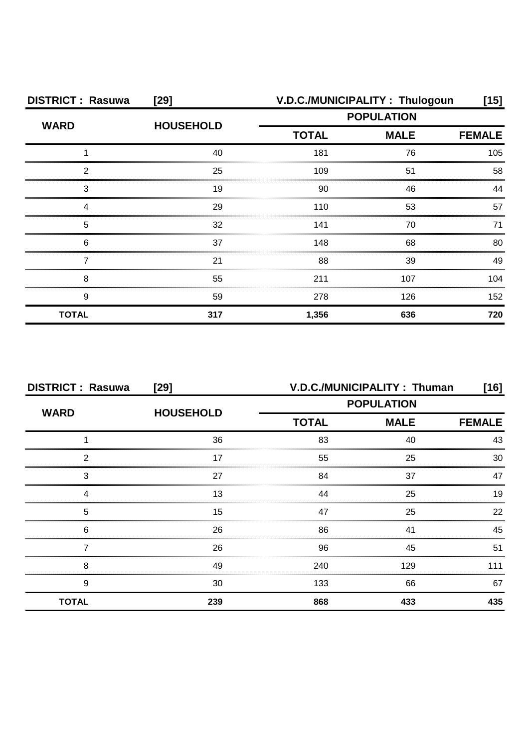**DISTRICT : Rasuwa [29]** **V.D.C./MUNICIPALITY : Thulogoun [15]**

| WARD | HOUSEHOLD | POPULATION | | |
|---|---|---|---|---|
| | | TOTAL | MALE | FEMALE |
| 1 | 40 | 181 | 76 | 105 |
| 2 | 25 | 109 | 51 | 58 |
| 3 | 19 | 90 | 46 | 44 |
| 4 | 29 | 110 | 53 | 57 |
| 5 | 32 | 141 | 70 | 71 |
| 6 | 37 | 148 | 68 | 80 |
| 7 | 21 | 88 | 39 | 49 |
| 8 | 55 | 211 | 107 | 104 |
| 9 | 59 | 278 | 126 | 152 |
| **TOTAL** | **317** | **1,356** | **636** | **720** |

**DISTRICT : Rasuwa [29]** **V.D.C./MUNICIPALITY : Thuman [16]**

| WARD | HOUSEHOLD | POPULATION | | |
|---|---|---|---|---|
| | | TOTAL | MALE | FEMALE |
| 1 | 36 | 83 | 40 | 43 |
| 2 | 17 | 55 | 25 | 30 |
| 3 | 27 | 84 | 37 | 47 |
| 4 | 13 | 44 | 25 | 19 |
| 5 | 15 | 47 | 25 | 22 |
| 6 | 26 | 86 | 41 | 45 |
| 7 | 26 | 96 | 45 | 51 |
| 8 | 49 | 240 | 129 | 111 |
| 9 | 30 | 133 | 66 | 67 |
| **TOTAL** | **239** | **868** | **433** | **435** |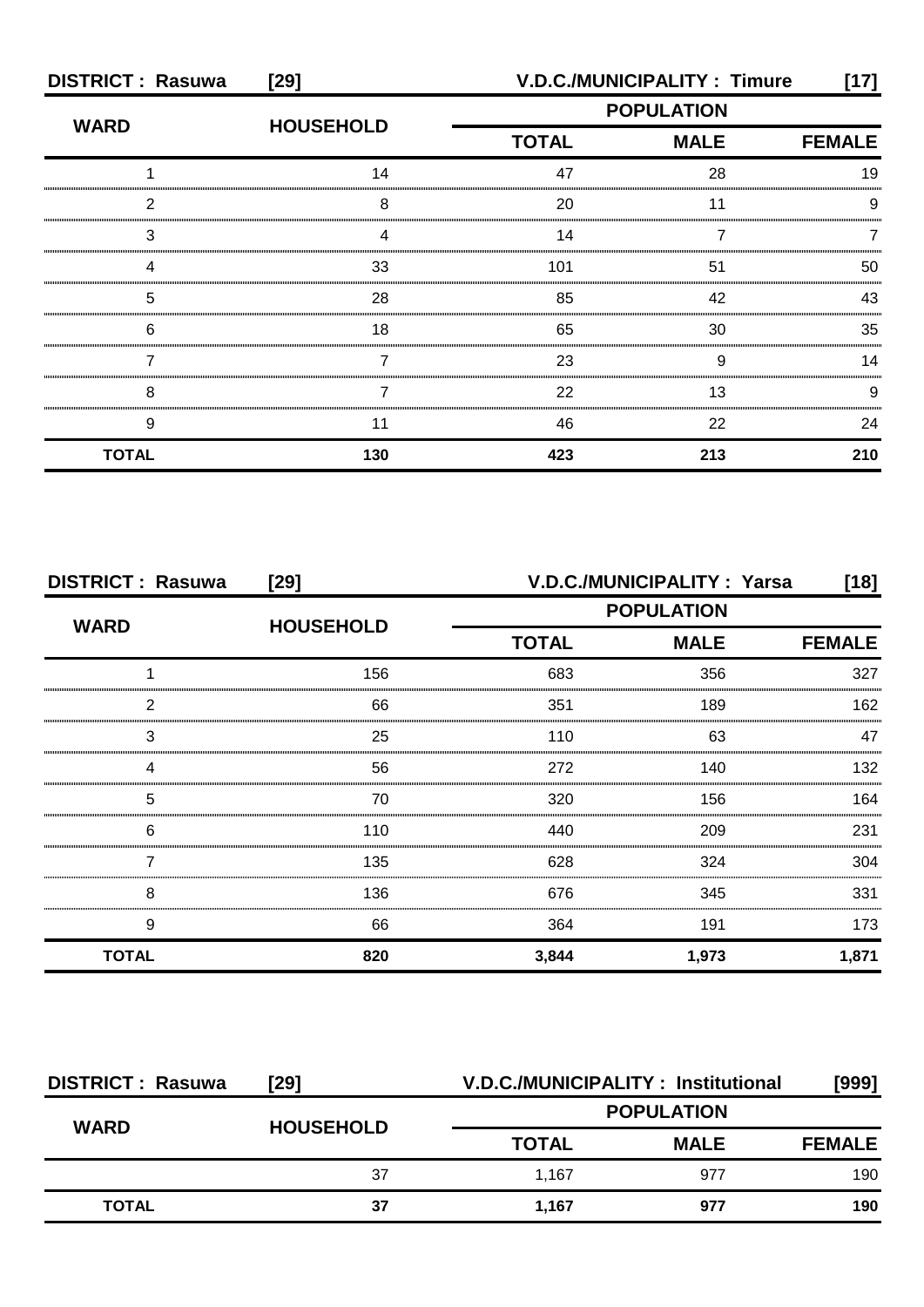**DISTRICT : Rasuwa [29] V.D.C./MUNICIPALITY : Timure [17]**

| WARD | HOUSEHOLD | POPULATION | | |
|---|---|---|---|---|
| | | TOTAL | MALE | FEMALE |
| 1 | 14 | 47 | 28 | 19 |
| 2 | 8 | 20 | 11 | 9 |
| 3 | 4 | 14 | 7 | 7 |
| 4 | 33 | 101 | 51 | 50 |
| 5 | 28 | 85 | 42 | 43 |
| 6 | 18 | 65 | 30 | 35 |
| 7 | 7 | 23 | 9 | 14 |
| 8 | 7 | 22 | 13 | 9 |
| 9 | 11 | 46 | 22 | 24 |
| **TOTAL** | **130** | **423** | **213** | **210** |

**DISTRICT : Rasuwa [29] V.D.C./MUNICIPALITY : Yarsa [18]**

| WARD | HOUSEHOLD | POPULATION | | |
|---|---|---|---|---|
| | | TOTAL | MALE | FEMALE |
| 1 | 156 | 683 | 356 | 327 |
| 2 | 66 | 351 | 189 | 162 |
| 3 | 25 | 110 | 63 | 47 |
| 4 | 56 | 272 | 140 | 132 |
| 5 | 70 | 320 | 156 | 164 |
| 6 | 110 | 440 | 209 | 231 |
| 7 | 135 | 628 | 324 | 304 |
| 8 | 136 | 676 | 345 | 331 |
| 9 | 66 | 364 | 191 | 173 |
| **TOTAL** | **820** | **3,844** | **1,973** | **1,871** |

**DISTRICT : Rasuwa [29] V.D.C./MUNICIPALITY : Institutional [999]**

| WARD | HOUSEHOLD | POPULATION | | |
|---|---|---|---|---|
| | | TOTAL | MALE | FEMALE |
| | 37 | 1,167 | 977 | 190 |
| **TOTAL** | **37** | **1,167** | **977** | **190** |